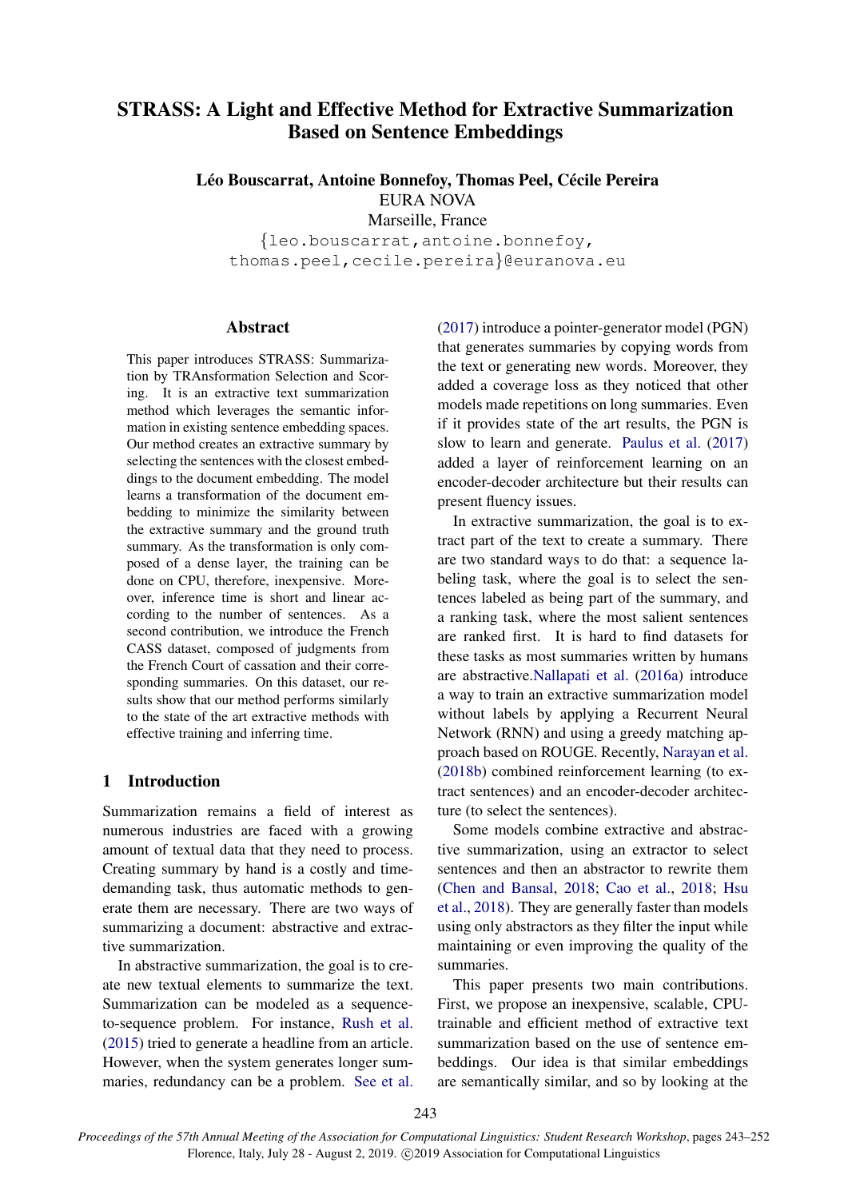# STRASS: A Light and Effective Method for Extractive Summarization Based on Sentence Embeddings

**Léo Bouscarrat, Antoine Bonnefoy, Thomas Peel, Cécile Pereira**
EURA NOVA
Marseille, France
{leo.bouscarrat,antoine.bonnefoy, thomas.peel,cecile.pereira}@euranova.eu

## Abstract

This paper introduces STRASS: Summarization by TRAnsformation Selection and Scoring. It is an extractive text summarization method which leverages the semantic information in existing sentence embedding spaces. Our method creates an extractive summary by selecting the sentences with the closest embeddings to the document embedding. The model learns a transformation of the document embedding to minimize the similarity between the extractive summary and the ground truth summary. As the transformation is only composed of a dense layer, the training can be done on CPU, therefore, inexpensive. Moreover, inference time is short and linear according to the number of sentences. As a second contribution, we introduce the French CASS dataset, composed of judgments from the French Court of cassation and their corresponding summaries. On this dataset, our results show that our method performs similarly to the state of the art extractive methods with effective training and inferring time.

## 1 Introduction

Summarization remains a field of interest as numerous industries are faced with a growing amount of textual data that they need to process. Creating summary by hand is a costly and time-demanding task, thus automatic methods to generate them are necessary. There are two ways of summarizing a document: abstractive and extractive summarization.

In abstractive summarization, the goal is to create new textual elements to summarize the text. Summarization can be modeled as a sequence-to-sequence problem. For instance, Rush et al. (2015) tried to generate a headline from an article. However, when the system generates longer summaries, redundancy can be a problem. See et al. (2017) introduce a pointer-generator model (PGN) that generates summaries by copying words from the text or generating new words. Moreover, they added a coverage loss as they noticed that other models made repetitions on long summaries. Even if it provides state of the art results, the PGN is slow to learn and generate. Paulus et al. (2017) added a layer of reinforcement learning on an encoder-decoder architecture but their results can present fluency issues.

In extractive summarization, the goal is to extract part of the text to create a summary. There are two standard ways to do that: a sequence labeling task, where the goal is to select the sentences labeled as being part of the summary, and a ranking task, where the most salient sentences are ranked first. It is hard to find datasets for these tasks as most summaries written by humans are abstractive.Nallapati et al. (2016a) introduce a way to train an extractive summarization model without labels by applying a Recurrent Neural Network (RNN) and using a greedy matching approach based on ROUGE. Recently, Narayan et al. (2018b) combined reinforcement learning (to extract sentences) and an encoder-decoder architecture (to select the sentences).

Some models combine extractive and abstractive summarization, using an extractor to select sentences and then an abstractor to rewrite them (Chen and Bansal, 2018; Cao et al., 2018; Hsu et al., 2018). They are generally faster than models using only abstractors as they filter the input while maintaining or even improving the quality of the summaries.

This paper presents two main contributions. First, we propose an inexpensive, scalable, CPU-trainable and efficient method of extractive text summarization based on the use of sentence embeddings. Our idea is that similar embeddings are semantically similar, and so by looking at the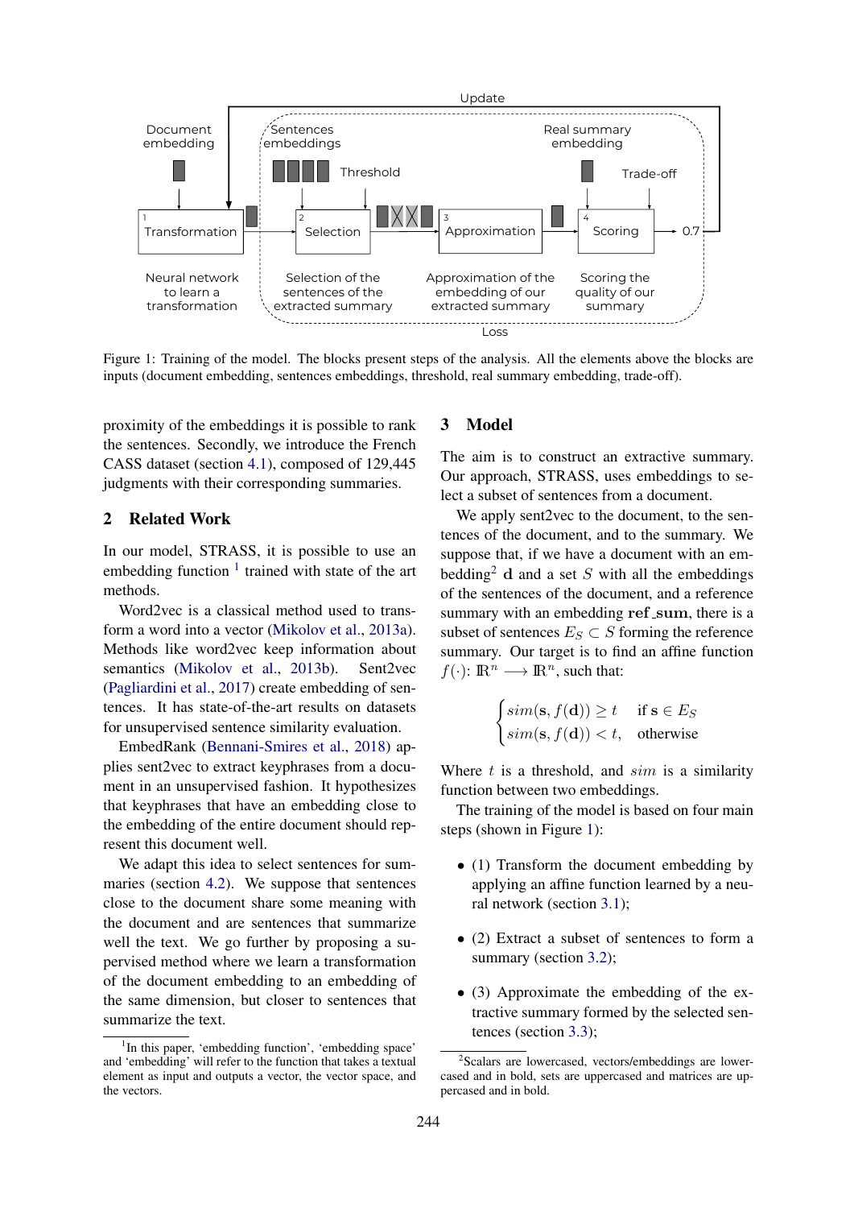Figure 1: Training of the model. The blocks present steps of the analysis. All the elements above the blocks are inputs (document embedding, sentences embeddings, threshold, real summary embedding, trade-off).

proximity of the embeddings it is possible to rank the sentences. Secondly, we introduce the French CASS dataset (section 4.1), composed of 129,445 judgments with their corresponding summaries.

## 2 Related Work

In our model, STRASS, it is possible to use an embedding function [1] trained with state of the art methods.

Word2vec is a classical method used to transform a word into a vector (Mikolov et al., 2013a). Methods like word2vec keep information about semantics (Mikolov et al., 2013b). Sent2vec (Pagliardini et al., 2017) create embedding of sentences. It has state-of-the-art results on datasets for unsupervised sentence similarity evaluation.

EmbedRank (Bennani-Smires et al., 2018) applies sent2vec to extract keyphrases from a document in an unsupervised fashion. It hypothesizes that keyphrases that have an embedding close to the embedding of the entire document should represent this document well.

We adapt this idea to select sentences for summaries (section 4.2). We suppose that sentences close to the document share some meaning with the document and are sentences that summarize well the text. We go further by proposing a supervised method where we learn a transformation of the document embedding to an embedding of the same dimension, but closer to sentences that summarize the text.

[1] In this paper, 'embedding function', 'embedding space' and 'embedding' will refer to the function that takes a textual element as input and outputs a vector, the vector space, and the vectors.

## 3 Model

The aim is to construct an extractive summary. Our approach, STRASS, uses embeddings to select a subset of sentences from a document.

We apply sent2vec to the document, to the sentences of the document, and to the summary. We suppose that, if we have a document with an embedding[2] $\mathbf{d}$ and a set $S$ with all the embeddings of the sentences of the document, and a reference summary with an embedding $\mathbf{ref\_sum}$, there is a subset of sentences $E_S \subset S$ forming the reference summary. Our target is to find an affine function $f(\cdot)$: $\mathbb{R}^n \longrightarrow \mathbb{R}^n$, such that:

$$\begin{cases} sim(\mathbf{s}, f(\mathbf{d})) \geq t & \text{if } \mathbf{s} \in E_S \\ sim(\mathbf{s}, f(\mathbf{d})) < t, & \text{otherwise} \end{cases}$$

Where $t$ is a threshold, and $sim$ is a similarity function between two embeddings.

The training of the model is based on four main steps (shown in Figure 1):

- (1) Transform the document embedding by applying an affine function learned by a neural network (section 3.1);
- (2) Extract a subset of sentences to form a summary (section 3.2);
- (3) Approximate the embedding of the extractive summary formed by the selected sentences (section 3.3);

[2] Scalars are lowercased, vectors/embeddings are lowercased and in bold, sets are uppercased and matrices are uppercased and in bold.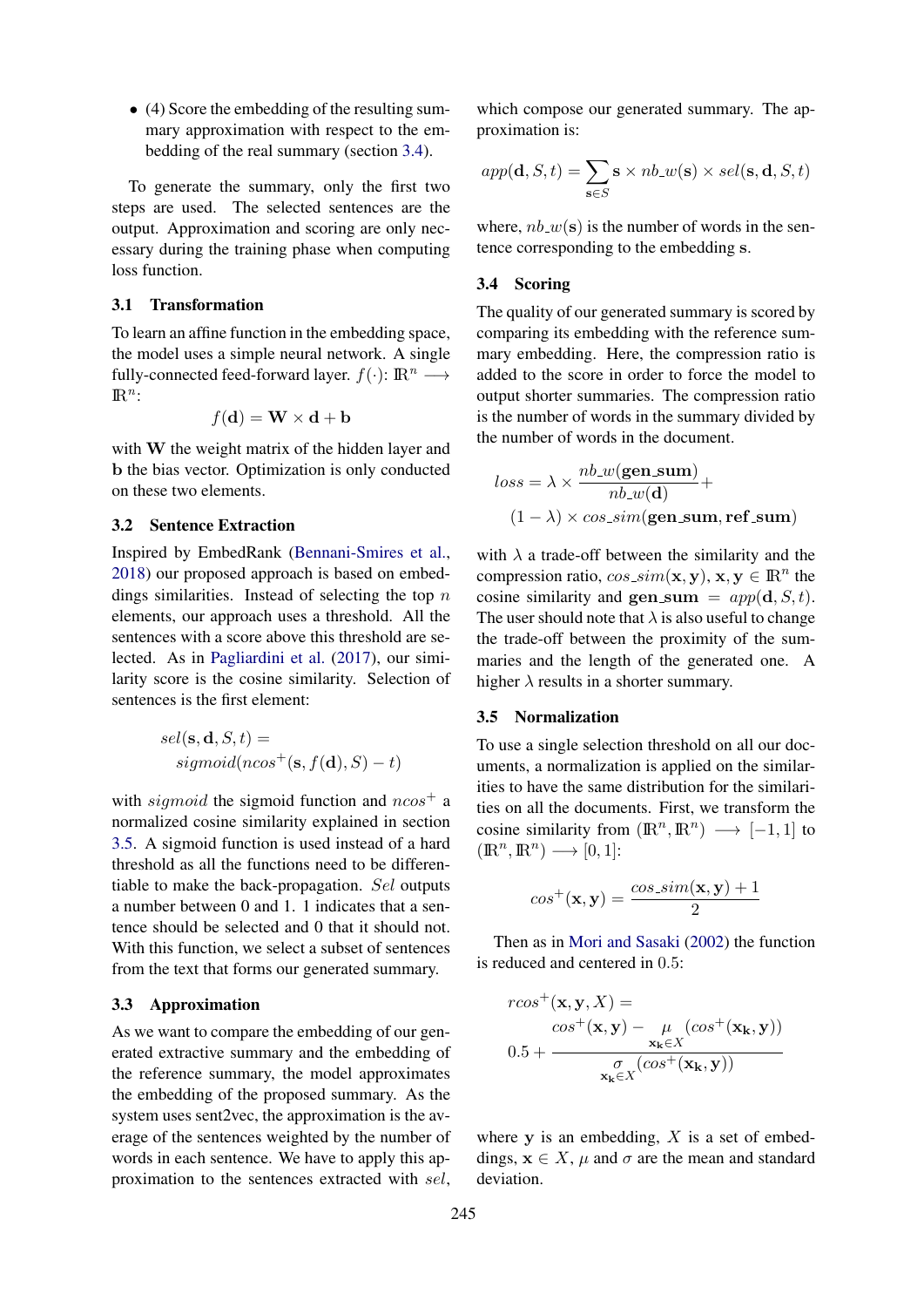- (4) Score the embedding of the resulting summary approximation with respect to the embedding of the real summary (section 3.4).

To generate the summary, only the first two steps are used. The selected sentences are the output. Approximation and scoring are only necessary during the training phase when computing loss function.

### 3.1 Transformation

To learn an affine function in the embedding space, the model uses a simple neural network. A single fully-connected feed-forward layer. $f(\cdot)$: $\mathbb{R}^n \longrightarrow \mathbb{R}^n$:

$$f(\mathbf{d}) = \mathbf{W} \times \mathbf{d} + \mathbf{b}$$

with $\mathbf{W}$ the weight matrix of the hidden layer and $\mathbf{b}$ the bias vector. Optimization is only conducted on these two elements.

### 3.2 Sentence Extraction

Inspired by EmbedRank (Bennani-Smires et al., 2018) our proposed approach is based on embeddings similarities. Instead of selecting the top $n$ elements, our approach uses a threshold. All the sentences with a score above this threshold are selected. As in Pagliardini et al. (2017), our similarity score is the cosine similarity. Selection of sentences is the first element:

$$\begin{aligned} &sel(\mathbf{s}, \mathbf{d}, S, t) = \\ &\quad sigmoid(ncos^+(\mathbf{s}, f(\mathbf{d}), S) - t) \end{aligned}$$

with $sigmoid$ the sigmoid function and $ncos^+$ a normalized cosine similarity explained in section 3.5. A sigmoid function is used instead of a hard threshold as all the functions need to be differentiable to make the back-propagation. $Sel$ outputs a number between 0 and 1. 1 indicates that a sentence should be selected and 0 that it should not. With this function, we select a subset of sentences from the text that forms our generated summary.

### 3.3 Approximation

As we want to compare the embedding of our generated extractive summary and the embedding of the reference summary, the model approximates the embedding of the proposed summary. As the system uses sent2vec, the approximation is the average of the sentences weighted by the number of words in each sentence. We have to apply this approximation to the sentences extracted with $sel$, which compose our generated summary. The approximation is:

$$app(\mathbf{d}, S, t) = \sum_{\mathbf{s} \in S} \mathbf{s} \times nb\_w(\mathbf{s}) \times sel(\mathbf{s}, \mathbf{d}, S, t)$$

where, $nb\_w(\mathbf{s})$ is the number of words in the sentence corresponding to the embedding $\mathbf{s}$.

### 3.4 Scoring

The quality of our generated summary is scored by comparing its embedding with the reference summary embedding. Here, the compression ratio is added to the score in order to force the model to output shorter summaries. The compression ratio is the number of words in the summary divided by the number of words in the document.

$$\begin{aligned} loss = \lambda \times &\frac{nb\_w(\mathbf{gen\_sum})}{nb\_w(\mathbf{d})} + \\ &(1 - \lambda) \times cos\_sim(\mathbf{gen\_sum}, \mathbf{ref\_sum}) \end{aligned}$$

with $\lambda$ a trade-off between the similarity and the compression ratio, $cos\_sim(\mathbf{x}, \mathbf{y})$, $\mathbf{x}, \mathbf{y} \in \mathbb{R}^n$ the cosine similarity and $\mathbf{gen\_sum} = app(\mathbf{d}, S, t)$. The user should note that $\lambda$ is also useful to change the trade-off between the proximity of the summaries and the length of the generated one. A higher $\lambda$ results in a shorter summary.

### 3.5 Normalization

To use a single selection threshold on all our documents, a normalization is applied on the similarities to have the same distribution for the similarities on all the documents. First, we transform the cosine similarity from $(\mathbb{R}^n, \mathbb{R}^n) \longrightarrow [-1, 1]$ to $(\mathbb{R}^n, \mathbb{R}^n) \longrightarrow [0, 1]$:

$$cos^+(\mathbf{x}, \mathbf{y}) = \frac{cos\_sim(\mathbf{x}, \mathbf{y}) + 1}{2}$$

Then as in Mori and Sasaki (2002) the function is reduced and centered in 0.5:

$$\begin{aligned} &rcos^+(\mathbf{x}, \mathbf{y}, X) = \\ &0.5 + \frac{cos^+(\mathbf{x}, \mathbf{y}) - \underset{\mathbf{x_k} \in X}{\mu}(cos^+(\mathbf{x_k}, \mathbf{y}))}{\underset{\mathbf{x_k} \in X}{\sigma}(cos^+(\mathbf{x_k}, \mathbf{y}))} \end{aligned}$$

where $\mathbf{y}$ is an embedding, $X$ is a set of embeddings, $\mathbf{x} \in X$, $\mu$ and $\sigma$ are the mean and standard deviation.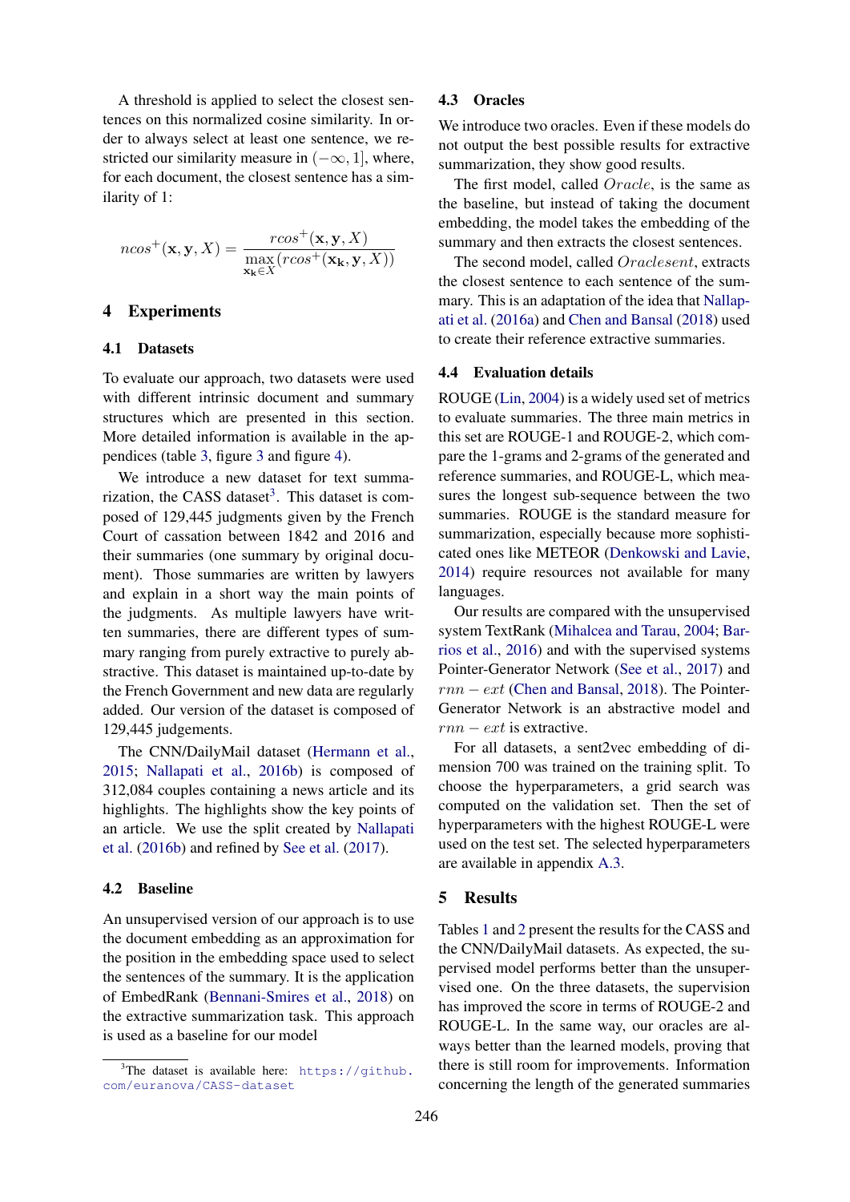A threshold is applied to select the closest sentences on this normalized cosine similarity. In order to always select at least one sentence, we restricted our similarity measure in $(-\infty, 1]$, where, for each document, the closest sentence has a similarity of 1:

$$ncos^{+}(\mathbf{x}, \mathbf{y}, X) = \frac{rcos^{+}(\mathbf{x}, \mathbf{y}, X)}{\max\limits_{\mathbf{x_k} \in X}(rcos^{+}(\mathbf{x_k}, \mathbf{y}, X))}$$

## 4 Experiments

### 4.1 Datasets

To evaluate our approach, two datasets were used with different intrinsic document and summary structures which are presented in this section. More detailed information is available in the appendices (table 3, figure 3 and figure 4).

We introduce a new dataset for text summarization, the CASS dataset[3]. This dataset is composed of 129,445 judgments given by the French Court of cassation between 1842 and 2016 and their summaries (one summary by original document). Those summaries are written by lawyers and explain in a short way the main points of the judgments. As multiple lawyers have written summaries, there are different types of summary ranging from purely extractive to purely abstractive. This dataset is maintained up-to-date by the French Government and new data are regularly added. Our version of the dataset is composed of 129,445 judgements.

The CNN/DailyMail dataset (Hermann et al., 2015; Nallapati et al., 2016b) is composed of 312,084 couples containing a news article and its highlights. The highlights show the key points of an article. We use the split created by Nallapati et al. (2016b) and refined by See et al. (2017).

### 4.2 Baseline

An unsupervised version of our approach is to use the document embedding as an approximation for the position in the embedding space used to select the sentences of the summary. It is the application of EmbedRank (Bennani-Smires et al., 2018) on the extractive summarization task. This approach is used as a baseline for our model

[3]The dataset is available here: https://github.com/euranova/CASS-dataset

### 4.3 Oracles

We introduce two oracles. Even if these models do not output the best possible results for extractive summarization, they show good results.

The first model, called $Oracle$, is the same as the baseline, but instead of taking the document embedding, the model takes the embedding of the summary and then extracts the closest sentences.

The second model, called $Oraclesent$, extracts the closest sentence to each sentence of the summary. This is an adaptation of the idea that Nallapati et al. (2016a) and Chen and Bansal (2018) used to create their reference extractive summaries.

### 4.4 Evaluation details

ROUGE (Lin, 2004) is a widely used set of metrics to evaluate summaries. The three main metrics in this set are ROUGE-1 and ROUGE-2, which compare the 1-grams and 2-grams of the generated and reference summaries, and ROUGE-L, which measures the longest sub-sequence between the two summaries. ROUGE is the standard measure for summarization, especially because more sophisticated ones like METEOR (Denkowski and Lavie, 2014) require resources not available for many languages.

Our results are compared with the unsupervised system TextRank (Mihalcea and Tarau, 2004; Barrios et al., 2016) and with the supervised systems Pointer-Generator Network (See et al., 2017) and $rnn-ext$ (Chen and Bansal, 2018). The Pointer-Generator Network is an abstractive model and $rnn-ext$ is extractive.

For all datasets, a sent2vec embedding of dimension 700 was trained on the training split. To choose the hyperparameters, a grid search was computed on the validation set. Then the set of hyperparameters with the highest ROUGE-L were used on the test set. The selected hyperparameters are available in appendix A.3.

## 5 Results

Tables 1 and 2 present the results for the CASS and the CNN/DailyMail datasets. As expected, the supervised model performs better than the unsupervised one. On the three datasets, the supervision has improved the score in terms of ROUGE-2 and ROUGE-L. In the same way, our oracles are always better than the learned models, proving that there is still room for improvements. Information concerning the length of the generated summaries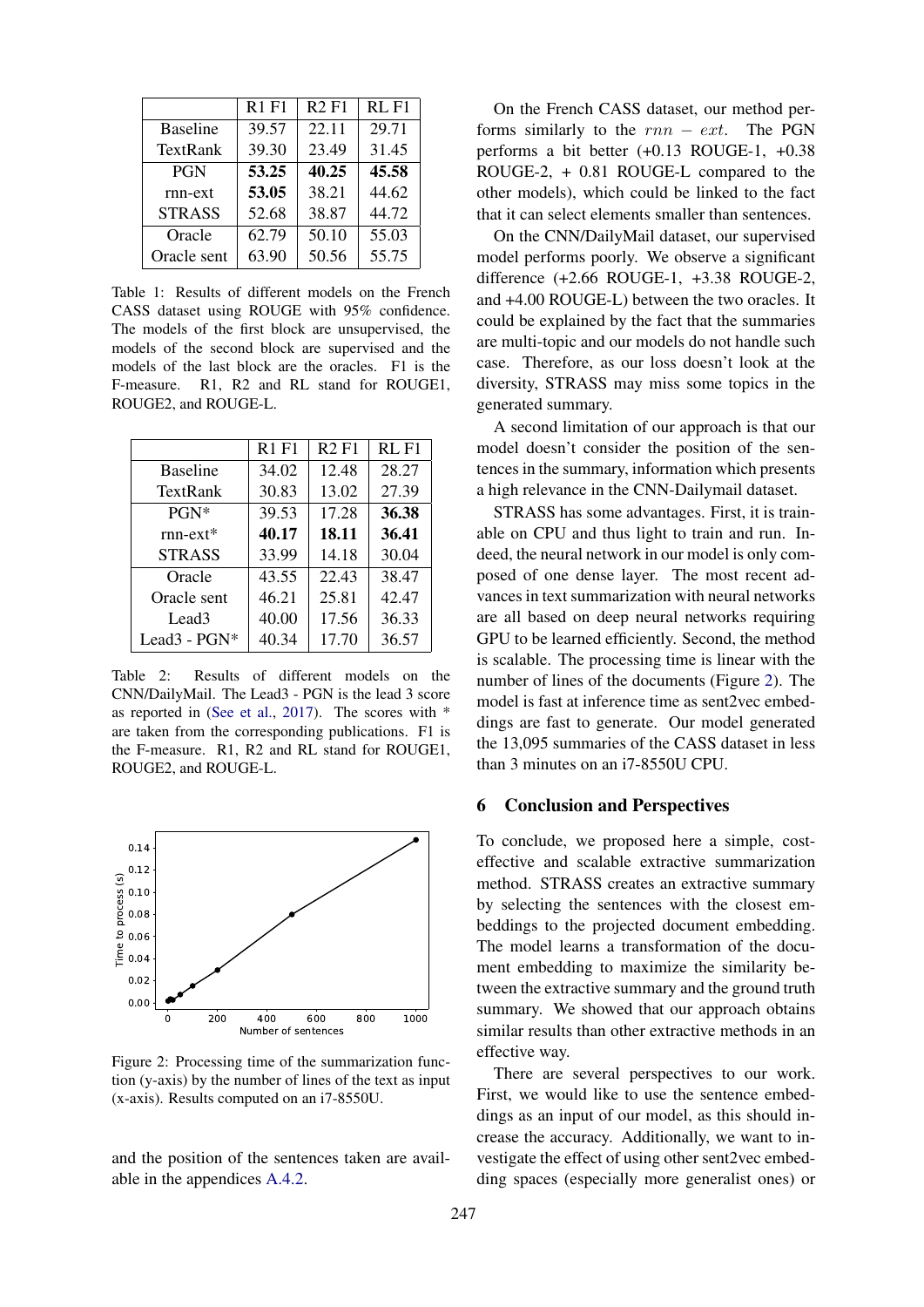|  | R1 F1 | R2 F1 | RL F1 |
| --- | --- | --- | --- |
| Baseline | 39.57 | 22.11 | 29.71 |
| TextRank | 39.30 | 23.49 | 31.45 |
| PGN | **53.25** | **40.25** | **45.58** |
| rnn-ext | **53.05** | 38.21 | 44.62 |
| STRASS | 52.68 | 38.87 | 44.72 |
| Oracle | 62.79 | 50.10 | 55.03 |
| Oracle sent | 63.90 | 50.56 | 55.75 |

Table 1: Results of different models on the French CASS dataset using ROUGE with 95% confidence. The models of the first block are unsupervised, the models of the second block are supervised and the models of the last block are the oracles. F1 is the F-measure. R1, R2 and RL stand for ROUGE1, ROUGE2, and ROUGE-L.

|  | R1 F1 | R2 F1 | RL F1 |
| --- | --- | --- | --- |
| Baseline | 34.02 | 12.48 | 28.27 |
| TextRank | 30.83 | 13.02 | 27.39 |
| PGN* | 39.53 | 17.28 | **36.38** |
| rnn-ext* | **40.17** | **18.11** | **36.41** |
| STRASS | 33.99 | 14.18 | 30.04 |
| Oracle | 43.55 | 22.43 | 38.47 |
| Oracle sent | 46.21 | 25.81 | 42.47 |
| Lead3 | 40.00 | 17.56 | 36.33 |
| Lead3 - PGN* | 40.34 | 17.70 | 36.57 |

Table 2: Results of different models on the CNN/DailyMail. The Lead3 - PGN is the lead 3 score as reported in (See et al., 2017). The scores with * are taken from the corresponding publications. F1 is the F-measure. R1, R2 and RL stand for ROUGE1, ROUGE2, and ROUGE-L.

Figure 2: Processing time of the summarization function (y-axis) by the number of lines of the text as input (x-axis). Results computed on an i7-8550U.

and the position of the sentences taken are available in the appendices A.4.2.

On the French CASS dataset, our method performs similarly to the $rnn-ext$. The PGN performs a bit better (+0.13 ROUGE-1, +0.38 ROUGE-2, + 0.81 ROUGE-L compared to the other models), which could be linked to the fact that it can select elements smaller than sentences.

On the CNN/DailyMail dataset, our supervised model performs poorly. We observe a significant difference (+2.66 ROUGE-1, +3.38 ROUGE-2, and +4.00 ROUGE-L) between the two oracles. It could be explained by the fact that the summaries are multi-topic and our models do not handle such case. Therefore, as our loss doesn't look at the diversity, STRASS may miss some topics in the generated summary.

A second limitation of our approach is that our model doesn't consider the position of the sentences in the summary, information which presents a high relevance in the CNN-Dailymail dataset.

STRASS has some advantages. First, it is trainable on CPU and thus light to train and run. Indeed, the neural network in our model is only composed of one dense layer. The most recent advances in text summarization with neural networks are all based on deep neural networks requiring GPU to be learned efficiently. Second, the method is scalable. The processing time is linear with the number of lines of the documents (Figure 2). The model is fast at inference time as sent2vec embeddings are fast to generate. Our model generated the 13,095 summaries of the CASS dataset in less than 3 minutes on an i7-8550U CPU.

## 6 Conclusion and Perspectives

To conclude, we proposed here a simple, cost-effective and scalable extractive summarization method. STRASS creates an extractive summary by selecting the sentences with the closest embeddings to the projected document embedding. The model learns a transformation of the document embedding to maximize the similarity between the extractive summary and the ground truth summary. We showed that our approach obtains similar results than other extractive methods in an effective way.

There are several perspectives to our work. First, we would like to use the sentence embeddings as an input of our model, as this should increase the accuracy. Additionally, we want to investigate the effect of using other sent2vec embedding spaces (especially more generalist ones) or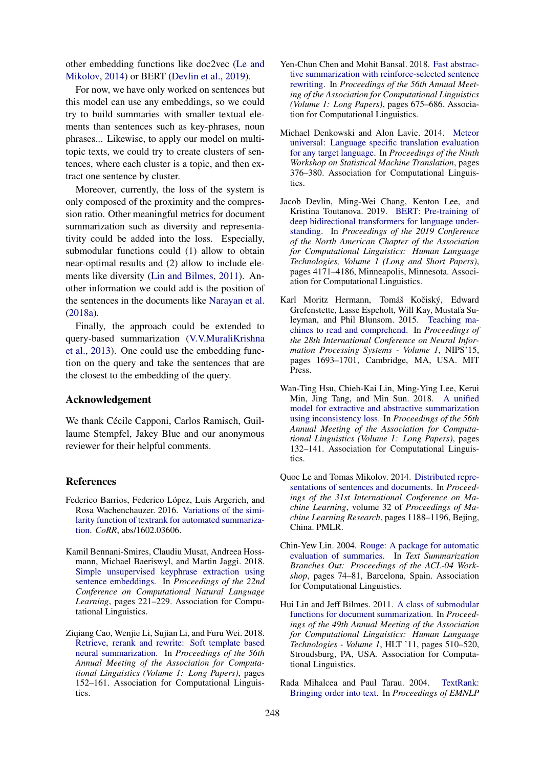other embedding functions like doc2vec (Le and Mikolov, 2014) or BERT (Devlin et al., 2019).

For now, we have only worked on sentences but this model can use any embeddings, so we could try to build summaries with smaller textual elements than sentences such as key-phrases, noun phrases... Likewise, to apply our model on multi-topic texts, we could try to create clusters of sentences, where each cluster is a topic, and then extract one sentence by cluster.

Moreover, currently, the loss of the system is only composed of the proximity and the compression ratio. Other meaningful metrics for document summarization such as diversity and representativity could be added into the loss. Especially, submodular functions could (1) allow to obtain near-optimal results and (2) allow to include elements like diversity (Lin and Bilmes, 2011). Another information we could add is the position of the sentences in the documents like Narayan et al. (2018a).

Finally, the approach could be extended to query-based summarization (V.V.MuraliKrishna et al., 2013). One could use the embedding function on the query and take the sentences that are the closest to the embedding of the query.

## Acknowledgement

We thank Cécile Capponi, Carlos Ramisch, Guillaume Stempfel, Jakey Blue and our anonymous reviewer for their helpful comments.

## References

Federico Barrios, Federico López, Luis Argerich, and Rosa Wachenchauzer. 2016. Variations of the similarity function of textrank for automated summarization. *CoRR*, abs/1602.03606.

Kamil Bennani-Smires, Claudiu Musat, Andreea Hossmann, Michael Baeriswyl, and Martin Jaggi. 2018. Simple unsupervised keyphrase extraction using sentence embeddings. In *Proceedings of the 22nd Conference on Computational Natural Language Learning*, pages 221–229. Association for Computational Linguistics.

Ziqiang Cao, Wenjie Li, Sujian Li, and Furu Wei. 2018. Retrieve, rerank and rewrite: Soft template based neural summarization. In *Proceedings of the 56th Annual Meeting of the Association for Computational Linguistics (Volume 1: Long Papers)*, pages 152–161. Association for Computational Linguistics.

Yen-Chun Chen and Mohit Bansal. 2018. Fast abstractive summarization with reinforce-selected sentence rewriting. In *Proceedings of the 56th Annual Meeting of the Association for Computational Linguistics (Volume 1: Long Papers)*, pages 675–686. Association for Computational Linguistics.

Michael Denkowski and Alon Lavie. 2014. Meteor universal: Language specific translation evaluation for any target language. In *Proceedings of the Ninth Workshop on Statistical Machine Translation*, pages 376–380. Association for Computational Linguistics.

Jacob Devlin, Ming-Wei Chang, Kenton Lee, and Kristina Toutanova. 2019. BERT: Pre-training of deep bidirectional transformers for language understanding. In *Proceedings of the 2019 Conference of the North American Chapter of the Association for Computational Linguistics: Human Language Technologies, Volume 1 (Long and Short Papers)*, pages 4171–4186, Minneapolis, Minnesota. Association for Computational Linguistics.

Karl Moritz Hermann, Tomáš Kočiský, Edward Grefenstette, Lasse Espeholt, Will Kay, Mustafa Suleyman, and Phil Blunsom. 2015. Teaching machines to read and comprehend. In *Proceedings of the 28th International Conference on Neural Information Processing Systems - Volume 1*, NIPS'15, pages 1693–1701, Cambridge, MA, USA. MIT Press.

Wan-Ting Hsu, Chieh-Kai Lin, Ming-Ying Lee, Kerui Min, Jing Tang, and Min Sun. 2018. A unified model for extractive and abstractive summarization using inconsistency loss. In *Proceedings of the 56th Annual Meeting of the Association for Computational Linguistics (Volume 1: Long Papers)*, pages 132–141. Association for Computational Linguistics.

Quoc Le and Tomas Mikolov. 2014. Distributed representations of sentences and documents. In *Proceedings of the 31st International Conference on Machine Learning*, volume 32 of *Proceedings of Machine Learning Research*, pages 1188–1196, Bejing, China. PMLR.

Chin-Yew Lin. 2004. Rouge: A package for automatic evaluation of summaries. In *Text Summarization Branches Out: Proceedings of the ACL-04 Workshop*, pages 74–81, Barcelona, Spain. Association for Computational Linguistics.

Hui Lin and Jeff Bilmes. 2011. A class of submodular functions for document summarization. In *Proceedings of the 49th Annual Meeting of the Association for Computational Linguistics: Human Language Technologies - Volume 1*, HLT '11, pages 510–520, Stroudsburg, PA, USA. Association for Computational Linguistics.

Rada Mihalcea and Paul Tarau. 2004. TextRank: Bringing order into text. In *Proceedings of EMNLP*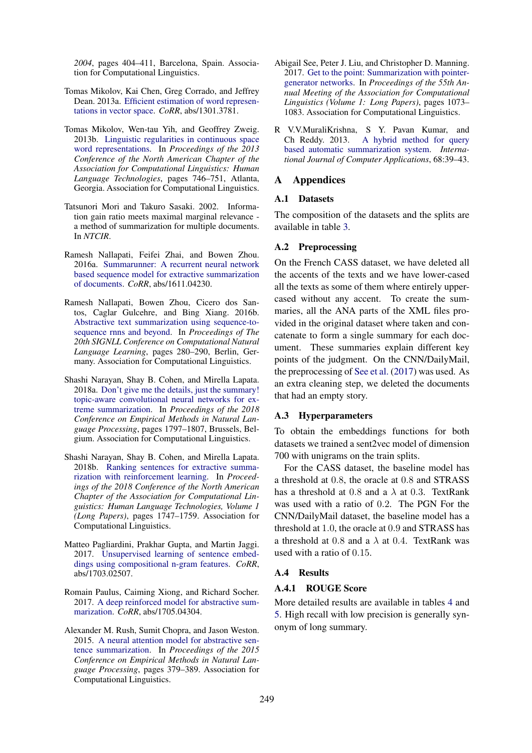2004, pages 404–411, Barcelona, Spain. Association for Computational Linguistics.

Tomas Mikolov, Kai Chen, Greg Corrado, and Jeffrey Dean. 2013a. Efficient estimation of word representations in vector space. *CoRR*, abs/1301.3781.

Tomas Mikolov, Wen-tau Yih, and Geoffrey Zweig. 2013b. Linguistic regularities in continuous space word representations. In *Proceedings of the 2013 Conference of the North American Chapter of the Association for Computational Linguistics: Human Language Technologies*, pages 746–751, Atlanta, Georgia. Association for Computational Linguistics.

Tatsunori Mori and Takuro Sasaki. 2002. Information gain ratio meets maximal marginal relevance - a method of summarization for multiple documents. In *NTCIR*.

Ramesh Nallapati, Feifei Zhai, and Bowen Zhou. 2016a. Summarunner: A recurrent neural network based sequence model for extractive summarization of documents. *CoRR*, abs/1611.04230.

Ramesh Nallapati, Bowen Zhou, Cicero dos Santos, Caglar Gulcehre, and Bing Xiang. 2016b. Abstractive text summarization using sequence-to-sequence rnns and beyond. In *Proceedings of The 20th SIGNLL Conference on Computational Natural Language Learning*, pages 280–290, Berlin, Germany. Association for Computational Linguistics.

Shashi Narayan, Shay B. Cohen, and Mirella Lapata. 2018a. Don't give me the details, just the summary! topic-aware convolutional neural networks for extreme summarization. In *Proceedings of the 2018 Conference on Empirical Methods in Natural Language Processing*, pages 1797–1807, Brussels, Belgium. Association for Computational Linguistics.

Shashi Narayan, Shay B. Cohen, and Mirella Lapata. 2018b. Ranking sentences for extractive summarization with reinforcement learning. In *Proceedings of the 2018 Conference of the North American Chapter of the Association for Computational Linguistics: Human Language Technologies, Volume 1 (Long Papers)*, pages 1747–1759. Association for Computational Linguistics.

Matteo Pagliardini, Prakhar Gupta, and Martin Jaggi. 2017. Unsupervised learning of sentence embeddings using compositional n-gram features. *CoRR*, abs/1703.02507.

Romain Paulus, Caiming Xiong, and Richard Socher. 2017. A deep reinforced model for abstractive summarization. *CoRR*, abs/1705.04304.

Alexander M. Rush, Sumit Chopra, and Jason Weston. 2015. A neural attention model for abstractive sentence summarization. In *Proceedings of the 2015 Conference on Empirical Methods in Natural Language Processing*, pages 379–389. Association for Computational Linguistics.

Abigail See, Peter J. Liu, and Christopher D. Manning. 2017. Get to the point: Summarization with pointer-generator networks. In *Proceedings of the 55th Annual Meeting of the Association for Computational Linguistics (Volume 1: Long Papers)*, pages 1073–1083. Association for Computational Linguistics.

R V.V.MuraliKrishna, S Y. Pavan Kumar, and Ch Reddy. 2013. A hybrid method for query based automatic summarization system. *International Journal of Computer Applications*, 68:39–43.

# A Appendices

## A.1 Datasets

The composition of the datasets and the splits are available in table 3.

## A.2 Preprocessing

On the French CASS dataset, we have deleted all the accents of the texts and we have lower-cased all the texts as some of them where entirely upper-cased without any accent. To create the summaries, all the ANA parts of the XML files provided in the original dataset where taken and concatenate to form a single summary for each document. These summaries explain different key points of the judgment. On the CNN/DailyMail, the preprocessing of See et al. (2017) was used. As an extra cleaning step, we deleted the documents that had an empty story.

## A.3 Hyperparameters

To obtain the embeddings functions for both datasets we trained a sent2vec model of dimension 700 with unigrams on the train splits.

For the CASS dataset, the baseline model has a threshold at 0.8, the oracle at 0.8 and STRASS has a threshold at 0.8 and a $\lambda$ at 0.3. TextRank was used with a ratio of 0.2. The PGN For the CNN/DailyMail dataset, the baseline model has a threshold at 1.0, the oracle at 0.9 and STRASS has a threshold at 0.8 and a $\lambda$ at 0.4. TextRank was used with a ratio of 0.15.

## A.4 Results

### A.4.1 ROUGE Score

More detailed results are available in tables 4 and 5. High recall with low precision is generally synonym of long summary.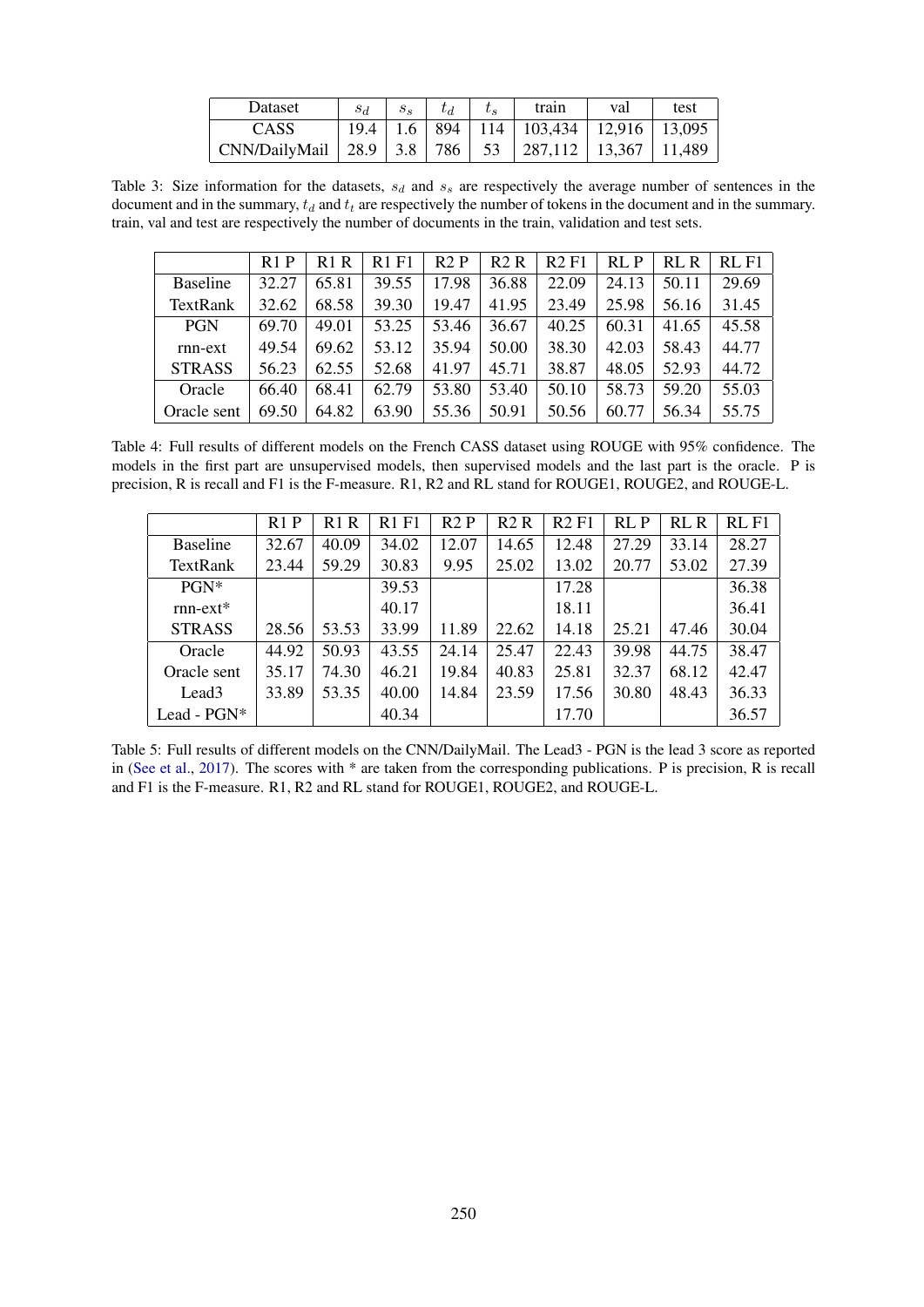| Dataset | $s_d$ | $s_s$ | $t_d$ | $t_s$ | train | val | test |
|---|---|---|---|---|---|---|---|
| CASS | 19.4 | 1.6 | 894 | 114 | 103,434 | 12,916 | 13,095 |
| CNN/DailyMail | 28.9 | 3.8 | 786 | 53 | 287,112 | 13,367 | 11,489 |

Table 3: Size information for the datasets, $s_d$ and $s_s$ are respectively the average number of sentences in the document and in the summary, $t_d$ and $t_t$ are respectively the number of tokens in the document and in the summary. train, val and test are respectively the number of documents in the train, validation and test sets.

| | R1 P | R1 R | R1 F1 | R2 P | R2 R | R2 F1 | RL P | RL R | RL F1 |
|---|---|---|---|---|---|---|---|---|---|
| Baseline | 32.27 | 65.81 | 39.55 | 17.98 | 36.88 | 22.09 | 24.13 | 50.11 | 29.69 |
| TextRank | 32.62 | 68.58 | 39.30 | 19.47 | 41.95 | 23.49 | 25.98 | 56.16 | 31.45 |
| PGN | 69.70 | 49.01 | 53.25 | 53.46 | 36.67 | 40.25 | 60.31 | 41.65 | 45.58 |
| rnn-ext | 49.54 | 69.62 | 53.12 | 35.94 | 50.00 | 38.30 | 42.03 | 58.43 | 44.77 |
| STRASS | 56.23 | 62.55 | 52.68 | 41.97 | 45.71 | 38.87 | 48.05 | 52.93 | 44.72 |
| Oracle | 66.40 | 68.41 | 62.79 | 53.80 | 53.40 | 50.10 | 58.73 | 59.20 | 55.03 |
| Oracle sent | 69.50 | 64.82 | 63.90 | 55.36 | 50.91 | 50.56 | 60.77 | 56.34 | 55.75 |

Table 4: Full results of different models on the French CASS dataset using ROUGE with 95% confidence. The models in the first part are unsupervised models, then supervised models and the last part is the oracle. P is precision, R is recall and F1 is the F-measure. R1, R2 and RL stand for ROUGE1, ROUGE2, and ROUGE-L.

| | R1 P | R1 R | R1 F1 | R2 P | R2 R | R2 F1 | RL P | RL R | RL F1 |
|---|---|---|---|---|---|---|---|---|---|
| Baseline | 32.67 | 40.09 | 34.02 | 12.07 | 14.65 | 12.48 | 27.29 | 33.14 | 28.27 |
| TextRank | 23.44 | 59.29 | 30.83 | 9.95 | 25.02 | 13.02 | 20.77 | 53.02 | 27.39 |
| PGN* | | | 39.53 | | | 17.28 | | | 36.38 |
| rnn-ext* | | | 40.17 | | | 18.11 | | | 36.41 |
| STRASS | 28.56 | 53.53 | 33.99 | 11.89 | 22.62 | 14.18 | 25.21 | 47.46 | 30.04 |
| Oracle | 44.92 | 50.93 | 43.55 | 24.14 | 25.47 | 22.43 | 39.98 | 44.75 | 38.47 |
| Oracle sent | 35.17 | 74.30 | 46.21 | 19.84 | 40.83 | 25.81 | 32.37 | 68.12 | 42.47 |
| Lead3 | 33.89 | 53.35 | 40.00 | 14.84 | 23.59 | 17.56 | 30.80 | 48.43 | 36.33 |
| Lead - PGN* | | | 40.34 | | | 17.70 | | | 36.57 |

Table 5: Full results of different models on the CNN/DailyMail. The Lead3 - PGN is the lead 3 score as reported in (See et al., 2017). The scores with * are taken from the corresponding publications. P is precision, R is recall and F1 is the F-measure. R1, R2 and RL stand for ROUGE1, ROUGE2, and ROUGE-L.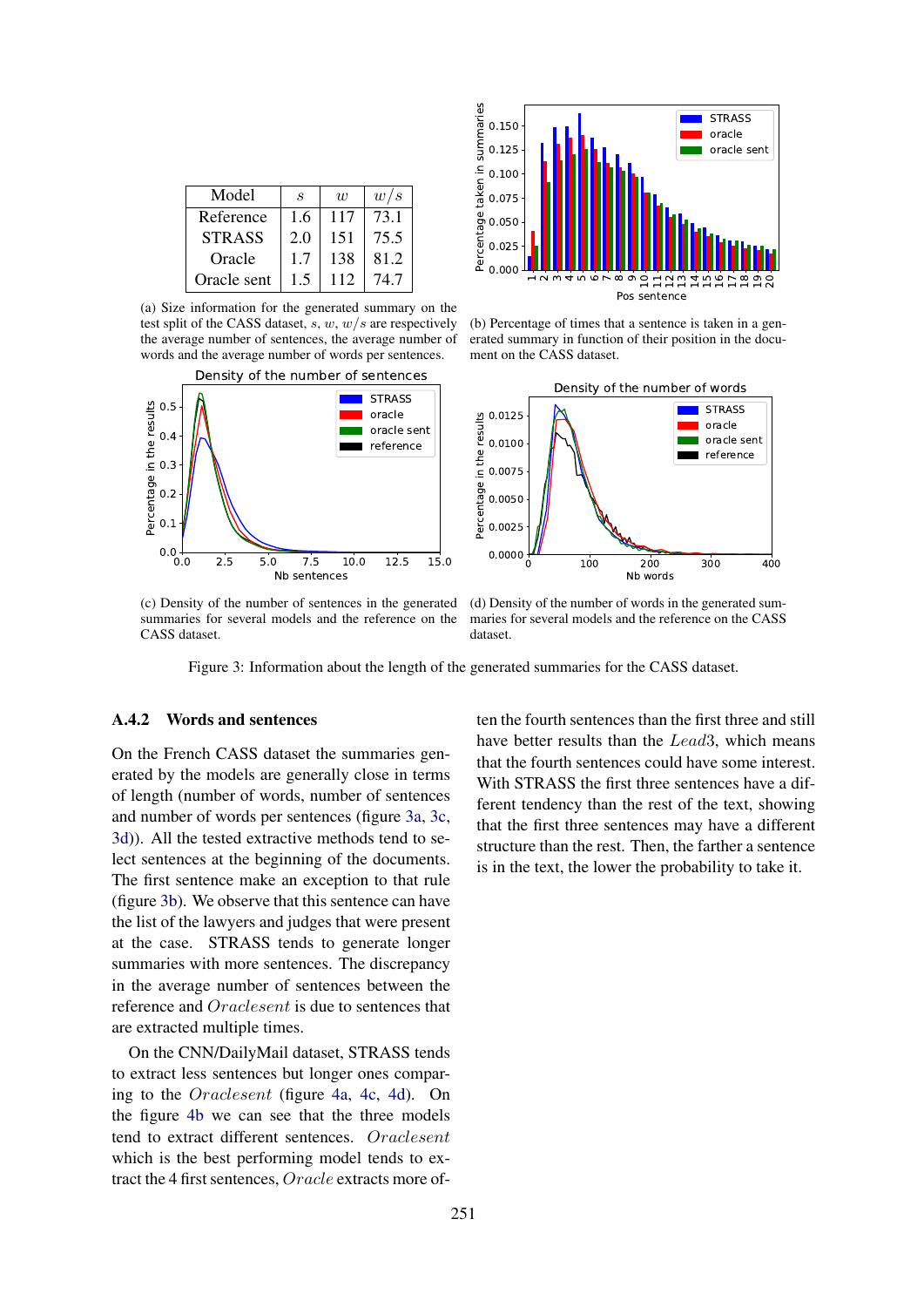| Model | $s$ | $w$ | $w/s$ |
|---|---|---|---|
| Reference | 1.6 | 117 | 73.1 |
| STRASS | 2.0 | 151 | 75.5 |
| Oracle | 1.7 | 138 | 81.2 |
| Oracle sent | 1.5 | 112 | 74.7 |

(a) Size information for the generated summary on the test split of the CASS dataset, $s$, $w$, $w/s$ are respectively the average number of sentences, the average number of words and the average number of words per sentences.

(b) Percentage of times that a sentence is taken in a generated summary in function of their position in the document on the CASS dataset.

(c) Density of the number of sentences in the generated summaries for several models and the reference on the CASS dataset.

(d) Density of the number of words in the generated summaries for several models and the reference on the CASS dataset.

Figure 3: Information about the length of the generated summaries for the CASS dataset.

### A.4.2 Words and sentences

On the French CASS dataset the summaries generated by the models are generally close in terms of length (number of words, number of sentences and number of words per sentences (figure 3a, 3c, 3d)). All the tested extractive methods tend to select sentences at the beginning of the documents. The first sentence make an exception to that rule (figure 3b). We observe that this sentence can have the list of the lawyers and judges that were present at the case. STRASS tends to generate longer summaries with more sentences. The discrepancy in the average number of sentences between the reference and $Oraclesent$ is due to sentences that are extracted multiple times.

On the CNN/DailyMail dataset, STRASS tends to extract less sentences but longer ones comparing to the $Oraclesent$ (figure 4a, 4c, 4d). On the figure 4b we can see that the three models tend to extract different sentences. $Oraclesent$ which is the best performing model tends to extract the 4 first sentences, $Oracle$ extracts more often the fourth sentences than the first three and still have better results than the $Lead3$, which means that the fourth sentences could have some interest. With STRASS the first three sentences have a different tendency than the rest of the text, showing that the first three sentences may have a different structure than the rest. Then, the farther a sentence is in the text, the lower the probability to take it.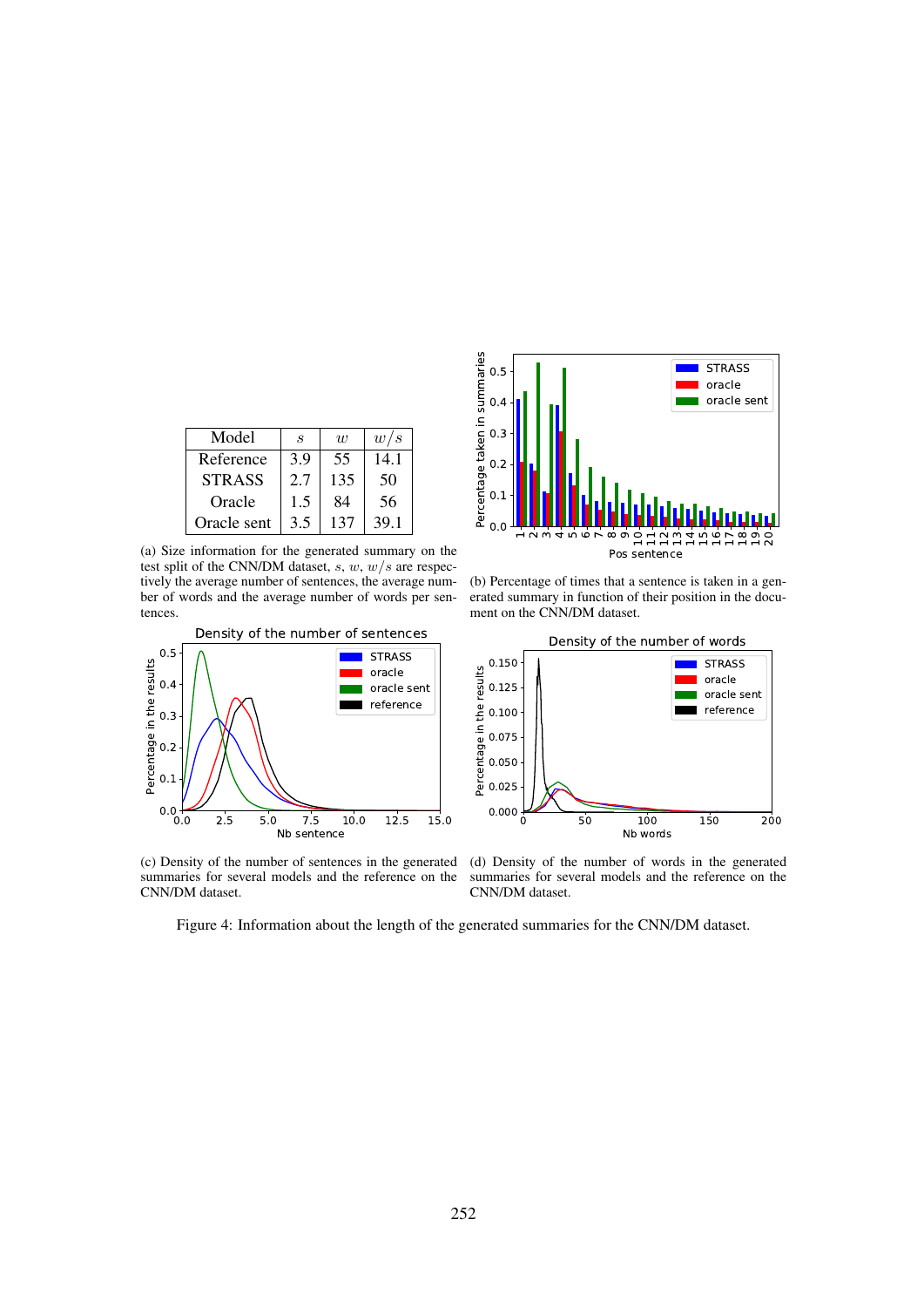| Model | $s$ | $w$ | $w/s$ |
|---|---|---|---|
| Reference | 3.9 | 55 | 14.1 |
| STRASS | 2.7 | 135 | 50 |
| Oracle | 1.5 | 84 | 56 |
| Oracle sent | 3.5 | 137 | 39.1 |

(a) Size information for the generated summary on the test split of the CNN/DM dataset, $s$, $w$, $w/s$ are respectively the average number of sentences, the average number of words and the average number of words per sentences.

Percentage taken in summaries

0.0 0.1 0.2 0.3 0.4 0.5

STRASS

oracle

oracle sent

1 2 3 4 5 6 7 8 9 10 11 12 13 14 15 16 17 18 19 20

Pos sentence

(b) Percentage of times that a sentence is taken in a generated summary in function of their position in the document on the CNN/DM dataset.

Density of the number of sentences

Percentage in the results

0.0 0.1 0.2 0.3 0.4 0.5

0.0 2.5 5.0 7.5 10.0 12.5 15.0

Nb sentence

STRASS

oracle

oracle sent

reference

(c) Density of the number of sentences in the generated summaries for several models and the reference on the CNN/DM dataset.

Density of the number of words

Percentage in the results

0.000 0.025 0.050 0.075 0.100 0.125 0.150

0 50 100 150 200

Nb words

STRASS

oracle

oracle sent

reference

(d) Density of the number of words in the generated summaries for several models and the reference on the CNN/DM dataset.

Figure 4: Information about the length of the generated summaries for the CNN/DM dataset.